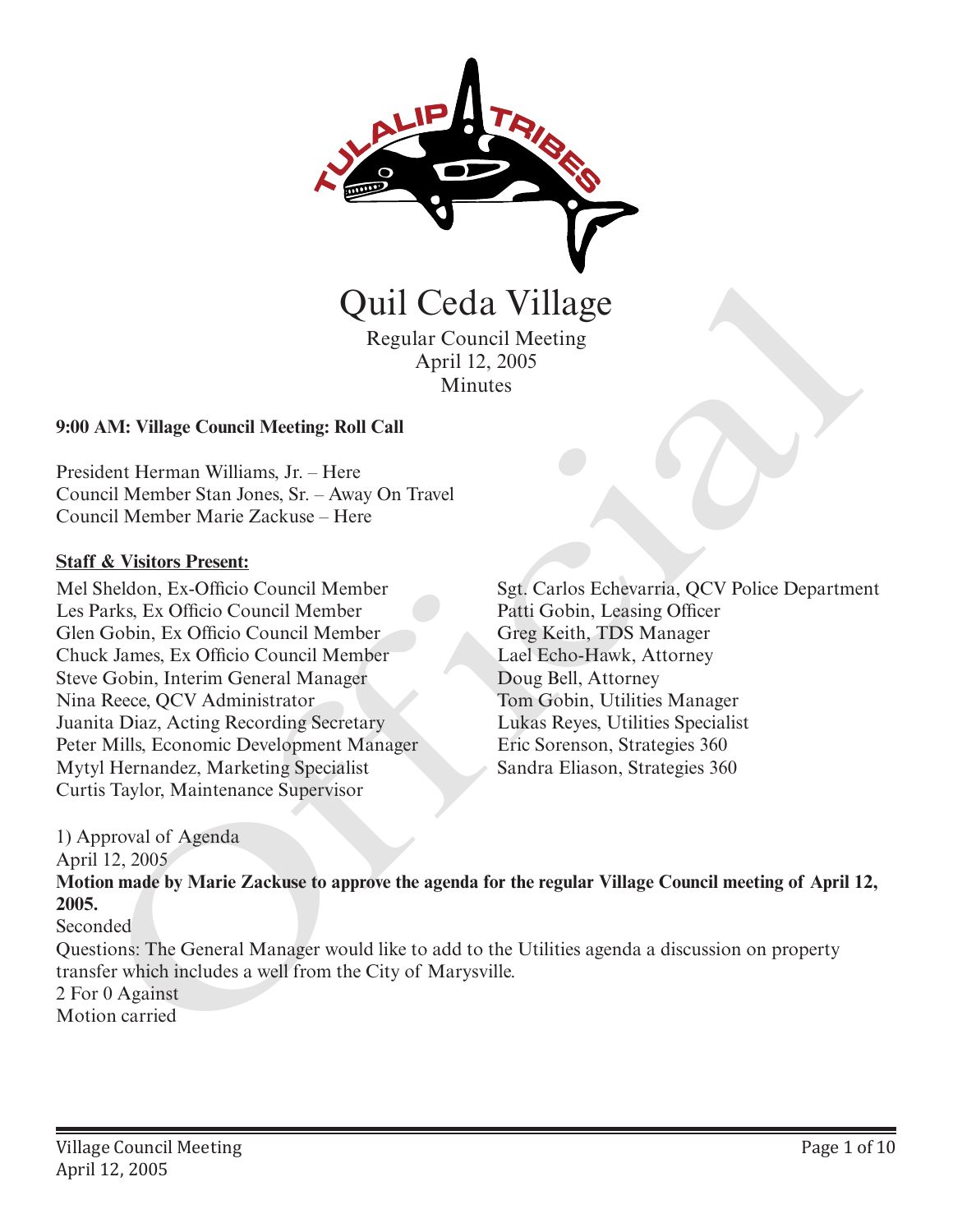# Quil Ceda Village

Regular Council Meeting
April 12, 2005
Minutes

**9:00 AM: Village Council Meeting: Roll Call**

President Herman Williams, Jr. – Here
Council Member Stan Jones, Sr. – Away On Travel
Council Member Marie Zackuse – Here

**Staff & Visitors Present:**

Mel Sheldon, Ex-Officio Council Member
Les Parks, Ex Officio Council Member
Glen Gobin, Ex Officio Council Member
Chuck James, Ex Officio Council Member
Steve Gobin, Interim General Manager
Nina Reece, QCV Administrator
Juanita Diaz, Acting Recording Secretary
Peter Mills, Economic Development Manager
Mytyl Hernandez, Marketing Specialist
Curtis Taylor, Maintenance Supervisor
Sgt. Carlos Echevarria, QCV Police Department
Patti Gobin, Leasing Officer
Greg Keith, TDS Manager
Lael Echo-Hawk, Attorney
Doug Bell, Attorney
Tom Gobin, Utilities Manager
Lukas Reyes, Utilities Specialist
Eric Sorenson, Strategies 360
Sandra Eliason, Strategies 360

1) Approval of Agenda
April 12, 2005
**Motion made by Marie Zackuse to approve the agenda for the regular Village Council meeting of April 12, 2005.**
Seconded
Questions: The General Manager would like to add to the Utilities agenda a discussion on property transfer which includes a well from the City of Marysville.
2 For 0 Against
Motion carried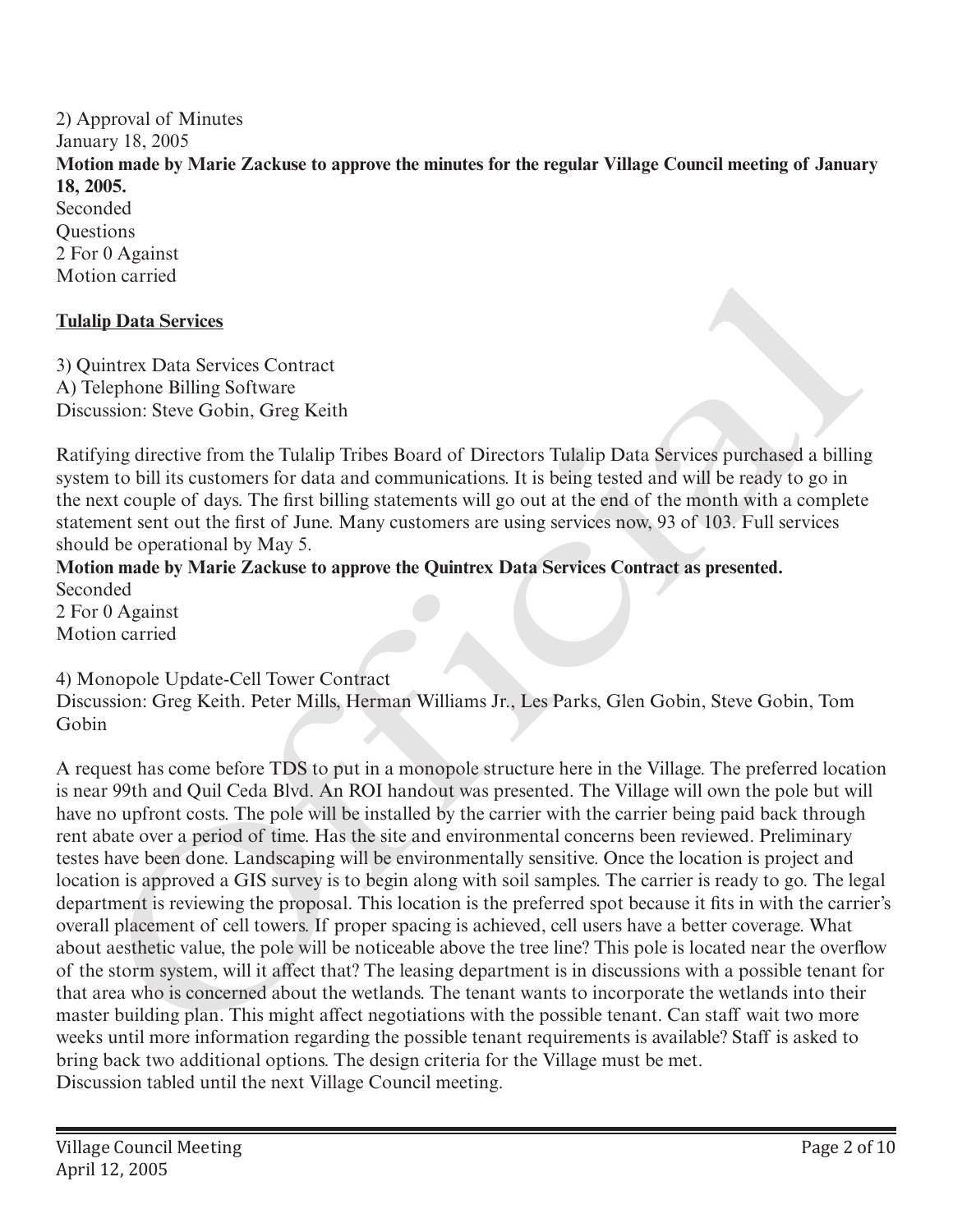2) Approval of Minutes
January 18, 2005
**Motion made by Marie Zackuse to approve the minutes for the regular Village Council meeting of January 18, 2005.**
Seconded
Questions
2 For 0 Against
Motion carried

**Tulalip Data Services**

3) Quintrex Data Services Contract
A) Telephone Billing Software
Discussion: Steve Gobin, Greg Keith

Ratifying directive from the Tulalip Tribes Board of Directors Tulalip Data Services purchased a billing system to bill its customers for data and communications. It is being tested and will be ready to go in the next couple of days. The first billing statements will go out at the end of the month with a complete statement sent out the first of June. Many customers are using services now, 93 of 103. Full services should be operational by May 5.
**Motion made by Marie Zackuse to approve the Quintrex Data Services Contract as presented.**
Seconded
2 For 0 Against
Motion carried

4) Monopole Update-Cell Tower Contract
Discussion: Greg Keith. Peter Mills, Herman Williams Jr., Les Parks, Glen Gobin, Steve Gobin, Tom Gobin

A request has come before TDS to put in a monopole structure here in the Village. The preferred location is near 99th and Quil Ceda Blvd. An ROI handout was presented. The Village will own the pole but will have no upfront costs. The pole will be installed by the carrier with the carrier being paid back through rent abate over a period of time. Has the site and environmental concerns been reviewed. Preliminary testes have been done. Landscaping will be environmentally sensitive. Once the location is project and location is approved a GIS survey is to begin along with soil samples. The carrier is ready to go. The legal department is reviewing the proposal. This location is the preferred spot because it fits in with the carrier's overall placement of cell towers. If proper spacing is achieved, cell users have a better coverage. What about aesthetic value, the pole will be noticeable above the tree line? This pole is located near the overflow of the storm system, will it affect that? The leasing department is in discussions with a possible tenant for that area who is concerned about the wetlands. The tenant wants to incorporate the wetlands into their master building plan. This might affect negotiations with the possible tenant. Can staff wait two more weeks until more information regarding the possible tenant requirements is available? Staff is asked to bring back two additional options. The design criteria for the Village must be met.
Discussion tabled until the next Village Council meeting.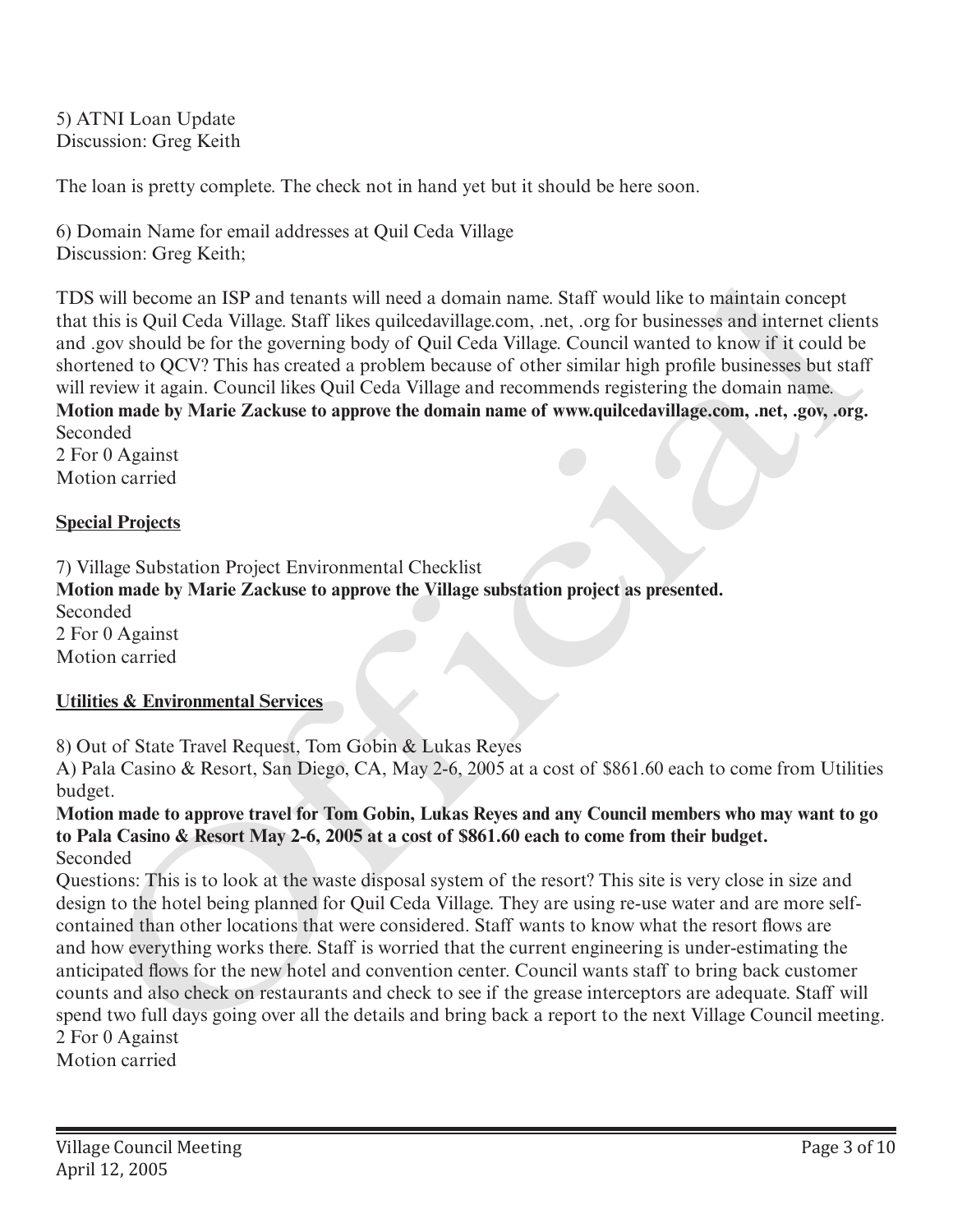5) ATNI Loan Update
Discussion: Greg Keith

The loan is pretty complete. The check not in hand yet but it should be here soon.

6) Domain Name for email addresses at Quil Ceda Village
Discussion: Greg Keith;

TDS will become an ISP and tenants will need a domain name. Staff would like to maintain concept that this is Quil Ceda Village. Staff likes quilcedavillage.com, .net, .org for businesses and internet clients and .gov should be for the governing body of Quil Ceda Village. Council wanted to know if it could be shortened to QCV? This has created a problem because of other similar high profile businesses but staff will review it again. Council likes Quil Ceda Village and recommends registering the domain name.
**Motion made by Marie Zackuse to approve the domain name of www.quilcedavillage.com, .net, .gov, .org.**
Seconded
2 For 0 Against
Motion carried

**<u>Special Projects</u>**

7) Village Substation Project Environmental Checklist
**Motion made by Marie Zackuse to approve the Village substation project as presented.**
Seconded
2 For 0 Against
Motion carried

**<u>Utilities & Environmental Services</u>**

8) Out of State Travel Request, Tom Gobin & Lukas Reyes
A) Pala Casino & Resort, San Diego, CA, May 2-6, 2005 at a cost of $861.60 each to come from Utilities budget.
**Motion made to approve travel for Tom Gobin, Lukas Reyes and any Council members who may want to go to Pala Casino & Resort May 2-6, 2005 at a cost of $861.60 each to come from their budget.**
Seconded
Questions: This is to look at the waste disposal system of the resort? This site is very close in size and design to the hotel being planned for Quil Ceda Village. They are using re-use water and are more self-contained than other locations that were considered. Staff wants to know what the resort flows are and how everything works there. Staff is worried that the current engineering is under-estimating the anticipated flows for the new hotel and convention center. Council wants staff to bring back customer counts and also check on restaurants and check to see if the grease interceptors are adequate. Staff will spend two full days going over all the details and bring back a report to the next Village Council meeting.
2 For 0 Against
Motion carried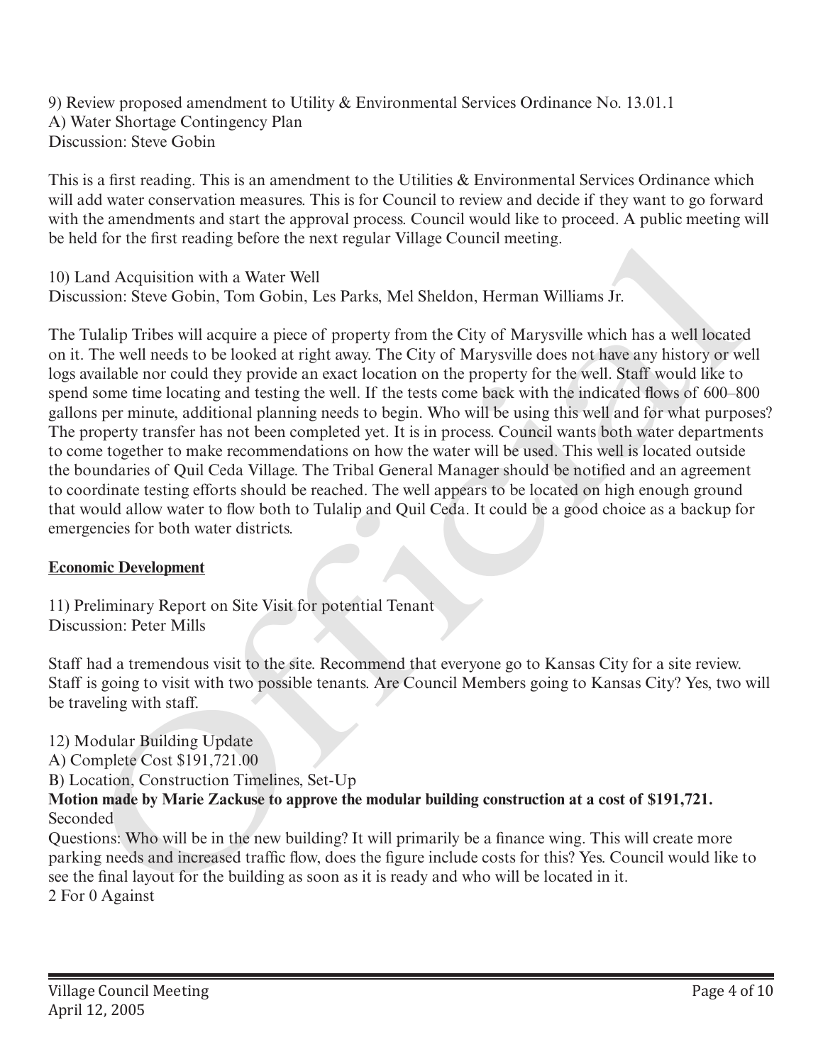9) Review proposed amendment to Utility & Environmental Services Ordinance No. 13.01.1
A) Water Shortage Contingency Plan
Discussion: Steve Gobin

This is a first reading. This is an amendment to the Utilities & Environmental Services Ordinance which will add water conservation measures. This is for Council to review and decide if they want to go forward with the amendments and start the approval process. Council would like to proceed. A public meeting will be held for the first reading before the next regular Village Council meeting.

10) Land Acquisition with a Water Well
Discussion: Steve Gobin, Tom Gobin, Les Parks, Mel Sheldon, Herman Williams Jr.

The Tulalip Tribes will acquire a piece of property from the City of Marysville which has a well located on it. The well needs to be looked at right away. The City of Marysville does not have any history or well logs available nor could they provide an exact location on the property for the well. Staff would like to spend some time locating and testing the well. If the tests come back with the indicated flows of 600–800 gallons per minute, additional planning needs to begin. Who will be using this well and for what purposes? The property transfer has not been completed yet. It is in process. Council wants both water departments to come together to make recommendations on how the water will be used. This well is located outside the boundaries of Quil Ceda Village. The Tribal General Manager should be notified and an agreement to coordinate testing efforts should be reached. The well appears to be located on high enough ground that would allow water to flow both to Tulalip and Quil Ceda. It could be a good choice as a backup for emergencies for both water districts.

**Economic Development**

11) Preliminary Report on Site Visit for potential Tenant
Discussion: Peter Mills

Staff had a tremendous visit to the site. Recommend that everyone go to Kansas City for a site review. Staff is going to visit with two possible tenants. Are Council Members going to Kansas City? Yes, two will be traveling with staff.

12) Modular Building Update
A) Complete Cost $191,721.00
B) Location, Construction Timelines, Set-Up
**Motion made by Marie Zackuse to approve the modular building construction at a cost of $191,721.**
Seconded
Questions: Who will be in the new building? It will primarily be a finance wing. This will create more parking needs and increased traffic flow, does the figure include costs for this? Yes. Council would like to see the final layout for the building as soon as it is ready and who will be located in it.
2 For 0 Against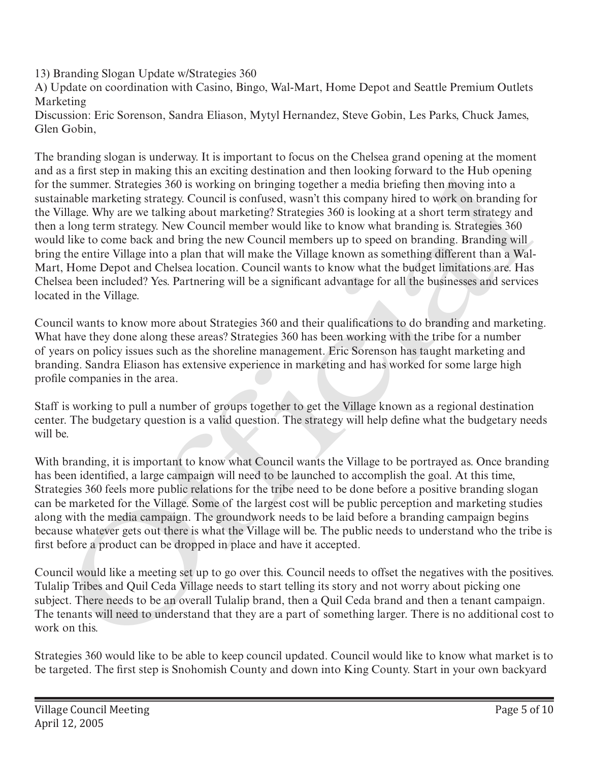13) Branding Slogan Update w/Strategies 360

A) Update on coordination with Casino, Bingo, Wal-Mart, Home Depot and Seattle Premium Outlets Marketing

Discussion: Eric Sorenson, Sandra Eliason, Mytyl Hernandez, Steve Gobin, Les Parks, Chuck James, Glen Gobin,

The branding slogan is underway. It is important to focus on the Chelsea grand opening at the moment and as a first step in making this an exciting destination and then looking forward to the Hub opening for the summer. Strategies 360 is working on bringing together a media briefing then moving into a sustainable marketing strategy. Council is confused, wasn't this company hired to work on branding for the Village. Why are we talking about marketing? Strategies 360 is looking at a short term strategy and then a long term strategy. New Council member would like to know what branding is. Strategies 360 would like to come back and bring the new Council members up to speed on branding. Branding will bring the entire Village into a plan that will make the Village known as something different than a Wal-Mart, Home Depot and Chelsea location. Council wants to know what the budget limitations are. Has Chelsea been included? Yes. Partnering will be a significant advantage for all the businesses and services located in the Village.

Council wants to know more about Strategies 360 and their qualifications to do branding and marketing. What have they done along these areas? Strategies 360 has been working with the tribe for a number of years on policy issues such as the shoreline management. Eric Sorenson has taught marketing and branding. Sandra Eliason has extensive experience in marketing and has worked for some large high profile companies in the area.

Staff is working to pull a number of groups together to get the Village known as a regional destination center. The budgetary question is a valid question. The strategy will help define what the budgetary needs will be.

With branding, it is important to know what Council wants the Village to be portrayed as. Once branding has been identified, a large campaign will need to be launched to accomplish the goal. At this time, Strategies 360 feels more public relations for the tribe need to be done before a positive branding slogan can be marketed for the Village. Some of the largest cost will be public perception and marketing studies along with the media campaign. The groundwork needs to be laid before a branding campaign begins because whatever gets out there is what the Village will be. The public needs to understand who the tribe is first before a product can be dropped in place and have it accepted.

Council would like a meeting set up to go over this. Council needs to offset the negatives with the positives. Tulalip Tribes and Quil Ceda Village needs to start telling its story and not worry about picking one subject. There needs to be an overall Tulalip brand, then a Quil Ceda brand and then a tenant campaign. The tenants will need to understand that they are a part of something larger. There is no additional cost to work on this.

Strategies 360 would like to be able to keep council updated. Council would like to know what market is to be targeted. The first step is Snohomish County and down into King County. Start in your own backyard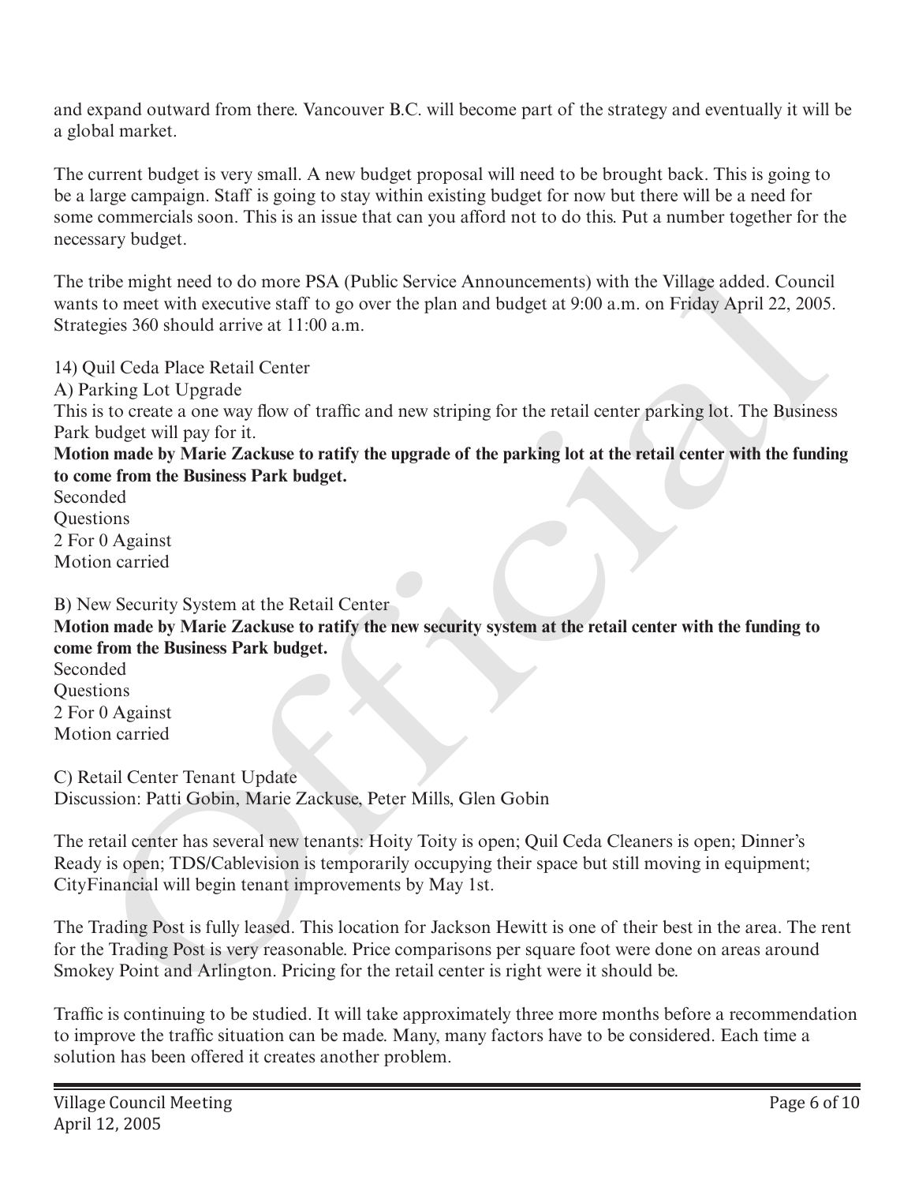and expand outward from there. Vancouver B.C. will become part of the strategy and eventually it will be a global market.

The current budget is very small. A new budget proposal will need to be brought back. This is going to be a large campaign. Staff is going to stay within existing budget for now but there will be a need for some commercials soon. This is an issue that can you afford not to do this. Put a number together for the necessary budget.

The tribe might need to do more PSA (Public Service Announcements) with the Village added. Council wants to meet with executive staff to go over the plan and budget at 9:00 a.m. on Friday April 22, 2005. Strategies 360 should arrive at 11:00 a.m.

14) Quil Ceda Place Retail Center
A) Parking Lot Upgrade
This is to create a one way flow of traffic and new striping for the retail center parking lot. The Business Park budget will pay for it.
**Motion made by Marie Zackuse to ratify the upgrade of the parking lot at the retail center with the funding to come from the Business Park budget.**
Seconded
Questions
2 For 0 Against
Motion carried

B) New Security System at the Retail Center
**Motion made by Marie Zackuse to ratify the new security system at the retail center with the funding to come from the Business Park budget.**
Seconded
Questions
2 For 0 Against
Motion carried

C) Retail Center Tenant Update
Discussion: Patti Gobin, Marie Zackuse, Peter Mills, Glen Gobin

The retail center has several new tenants: Hoity Toity is open; Quil Ceda Cleaners is open; Dinner's Ready is open; TDS/Cablevision is temporarily occupying their space but still moving in equipment; CityFinancial will begin tenant improvements by May 1st.

The Trading Post is fully leased. This location for Jackson Hewitt is one of their best in the area. The rent for the Trading Post is very reasonable. Price comparisons per square foot were done on areas around Smokey Point and Arlington. Pricing for the retail center is right were it should be.

Traffic is continuing to be studied. It will take approximately three more months before a recommendation to improve the traffic situation can be made. Many, many factors have to be considered. Each time a solution has been offered it creates another problem.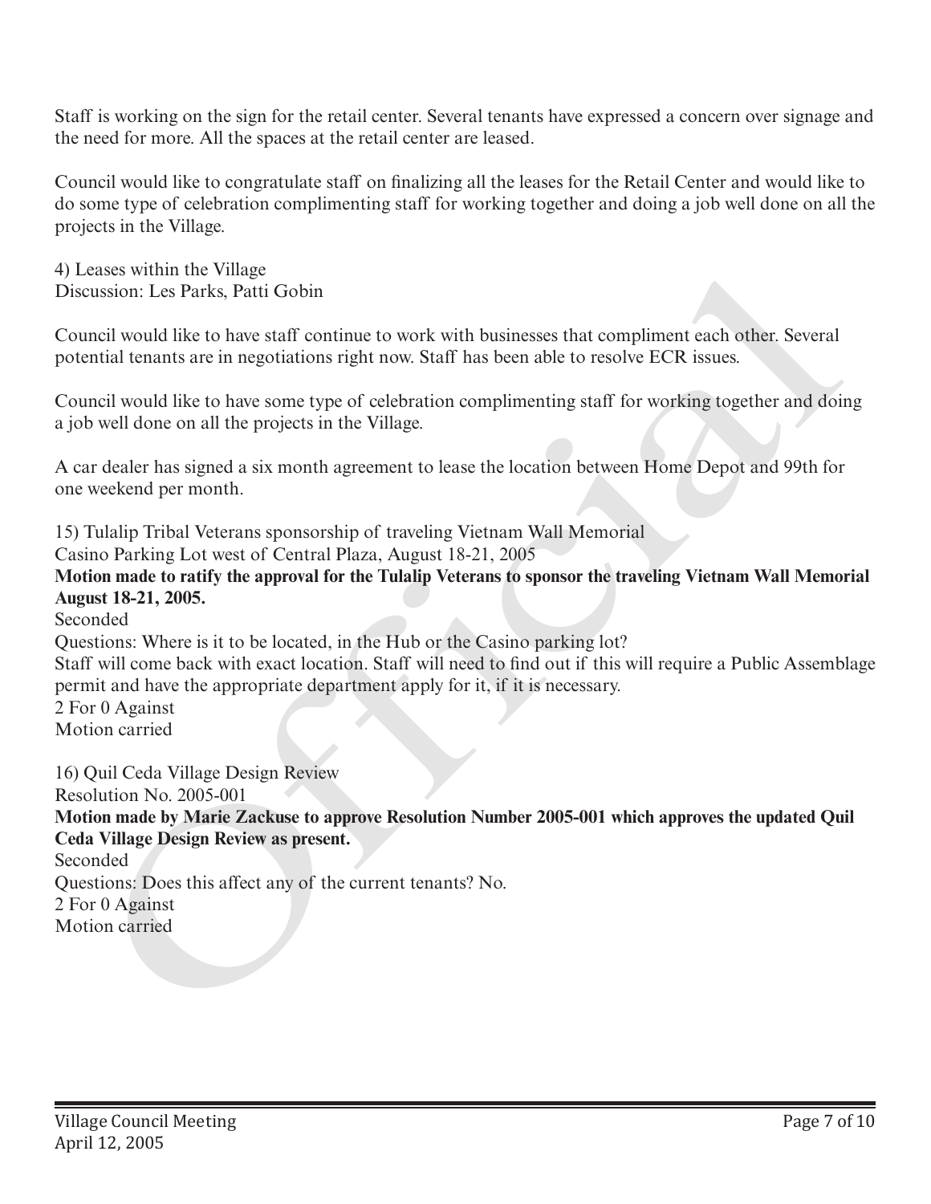Staff is working on the sign for the retail center. Several tenants have expressed a concern over signage and the need for more. All the spaces at the retail center are leased.

Council would like to congratulate staff on finalizing all the leases for the Retail Center and would like to do some type of celebration complimenting staff for working together and doing a job well done on all the projects in the Village.

4) Leases within the Village
Discussion: Les Parks, Patti Gobin

Council would like to have staff continue to work with businesses that compliment each other. Several potential tenants are in negotiations right now. Staff has been able to resolve ECR issues.

Council would like to have some type of celebration complimenting staff for working together and doing a job well done on all the projects in the Village.

A car dealer has signed a six month agreement to lease the location between Home Depot and 99th for one weekend per month.

15) Tulalip Tribal Veterans sponsorship of traveling Vietnam Wall Memorial
Casino Parking Lot west of Central Plaza, August 18-21, 2005
**Motion made to ratify the approval for the Tulalip Veterans to sponsor the traveling Vietnam Wall Memorial August 18-21, 2005.**
Seconded
Questions: Where is it to be located, in the Hub or the Casino parking lot?
Staff will come back with exact location. Staff will need to find out if this will require a Public Assemblage permit and have the appropriate department apply for it, if it is necessary.
2 For 0 Against
Motion carried

16) Quil Ceda Village Design Review
Resolution No. 2005-001
**Motion made by Marie Zackuse to approve Resolution Number 2005-001 which approves the updated Quil Ceda Village Design Review as present.**
Seconded
Questions: Does this affect any of the current tenants? No.
2 For 0 Against
Motion carried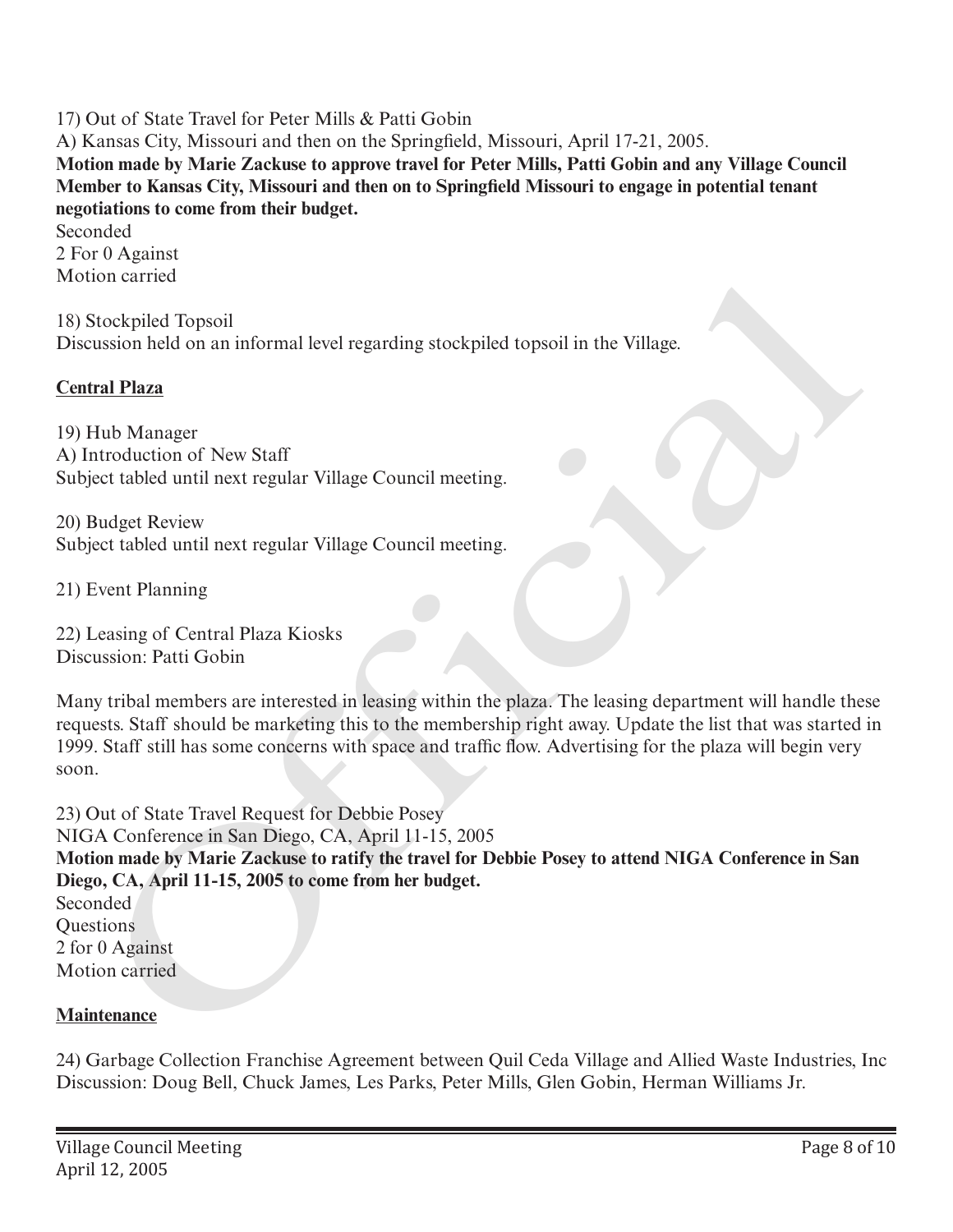17) Out of State Travel for Peter Mills & Patti Gobin
A) Kansas City, Missouri and then on the Springfield, Missouri, April 17-21, 2005.
**Motion made by Marie Zackuse to approve travel for Peter Mills, Patti Gobin and any Village Council Member to Kansas City, Missouri and then on to Springfield Missouri to engage in potential tenant negotiations to come from their budget.**
Seconded
2 For 0 Against
Motion carried

18) Stockpiled Topsoil
Discussion held on an informal level regarding stockpiled topsoil in the Village.

**Central Plaza**

19) Hub Manager
A) Introduction of New Staff
Subject tabled until next regular Village Council meeting.

20) Budget Review
Subject tabled until next regular Village Council meeting.

21) Event Planning

22) Leasing of Central Plaza Kiosks
Discussion: Patti Gobin

Many tribal members are interested in leasing within the plaza. The leasing department will handle these requests. Staff should be marketing this to the membership right away. Update the list that was started in 1999. Staff still has some concerns with space and traffic flow. Advertising for the plaza will begin very soon.

23) Out of State Travel Request for Debbie Posey
NIGA Conference in San Diego, CA, April 11-15, 2005
**Motion made by Marie Zackuse to ratify the travel for Debbie Posey to attend NIGA Conference in San Diego, CA, April 11-15, 2005 to come from her budget.**
Seconded
Questions
2 for 0 Against
Motion carried

**Maintenance**

24) Garbage Collection Franchise Agreement between Quil Ceda Village and Allied Waste Industries, Inc
Discussion: Doug Bell, Chuck James, Les Parks, Peter Mills, Glen Gobin, Herman Williams Jr.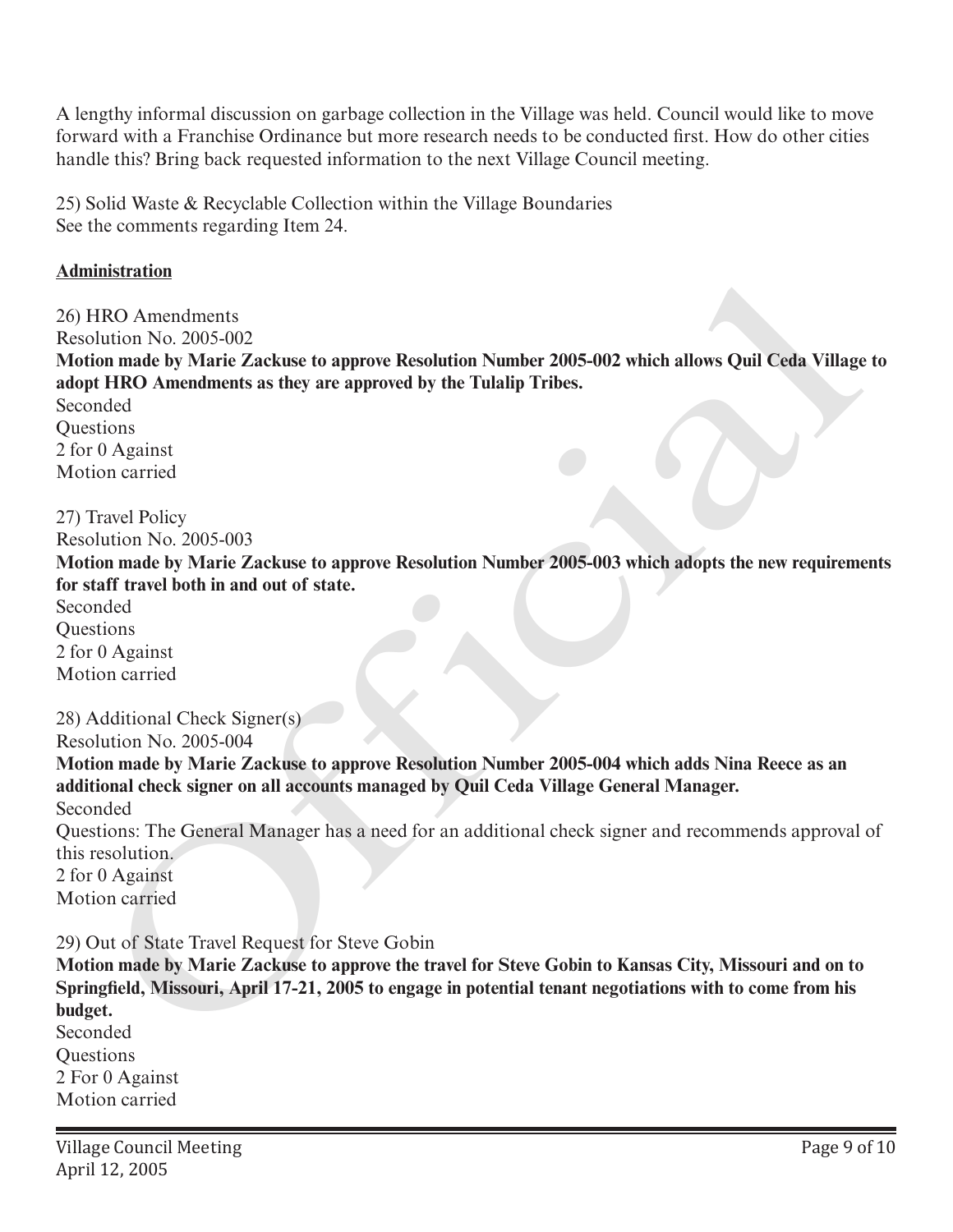A lengthy informal discussion on garbage collection in the Village was held. Council would like to move forward with a Franchise Ordinance but more research needs to be conducted first. How do other cities handle this? Bring back requested information to the next Village Council meeting.

25) Solid Waste & Recyclable Collection within the Village Boundaries
See the comments regarding Item 24.

**Administration**

26) HRO Amendments
Resolution No. 2005-002
**Motion made by Marie Zackuse to approve Resolution Number 2005-002 which allows Quil Ceda Village to adopt HRO Amendments as they are approved by the Tulalip Tribes.**
Seconded
Questions
2 for 0 Against
Motion carried

27) Travel Policy
Resolution No. 2005-003
**Motion made by Marie Zackuse to approve Resolution Number 2005-003 which adopts the new requirements for staff travel both in and out of state.**
Seconded
Questions
2 for 0 Against
Motion carried

28) Additional Check Signer(s)
Resolution No. 2005-004
**Motion made by Marie Zackuse to approve Resolution Number 2005-004 which adds Nina Reece as an additional check signer on all accounts managed by Quil Ceda Village General Manager.**
Seconded
Questions: The General Manager has a need for an additional check signer and recommends approval of this resolution.
2 for 0 Against
Motion carried

29) Out of State Travel Request for Steve Gobin
**Motion made by Marie Zackuse to approve the travel for Steve Gobin to Kansas City, Missouri and on to Springfield, Missouri, April 17-21, 2005 to engage in potential tenant negotiations with to come from his budget.**
Seconded
Questions
2 For 0 Against
Motion carried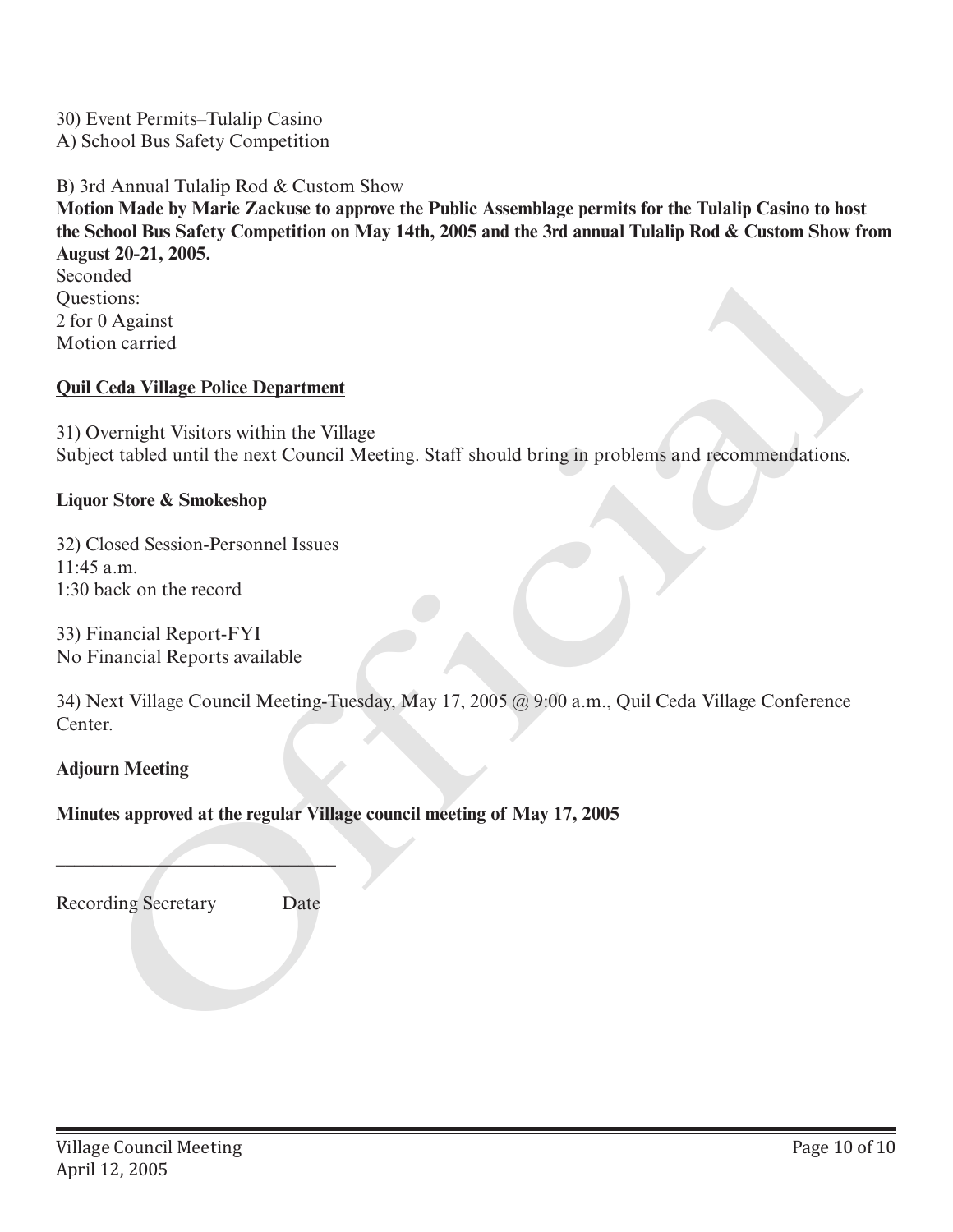30) Event Permits–Tulalip Casino
A) School Bus Safety Competition

B) 3rd Annual Tulalip Rod & Custom Show
**Motion Made by Marie Zackuse to approve the Public Assemblage permits for the Tulalip Casino to host the School Bus Safety Competition on May 14th, 2005 and the 3rd annual Tulalip Rod & Custom Show from August 20-21, 2005.**
Seconded
Questions:
2 for 0 Against
Motion carried

**Quil Ceda Village Police Department**

31) Overnight Visitors within the Village
Subject tabled until the next Council Meeting. Staff should bring in problems and recommendations.

**Liquor Store & Smokeshop**

32) Closed Session-Personnel Issues
11:45 a.m.
1:30 back on the record

33) Financial Report-FYI
No Financial Reports available

34) Next Village Council Meeting-Tuesday, May 17, 2005 @ 9:00 a.m., Quil Ceda Village Conference Center.

**Adjourn Meeting**

**Minutes approved at the regular Village council meeting of May 17, 2005**

\_\_\_\_\_\_\_\_\_\_\_\_\_\_\_\_\_\_\_\_\_\_\_\_\_\_\_\_\_\_

Recording Secretary Date